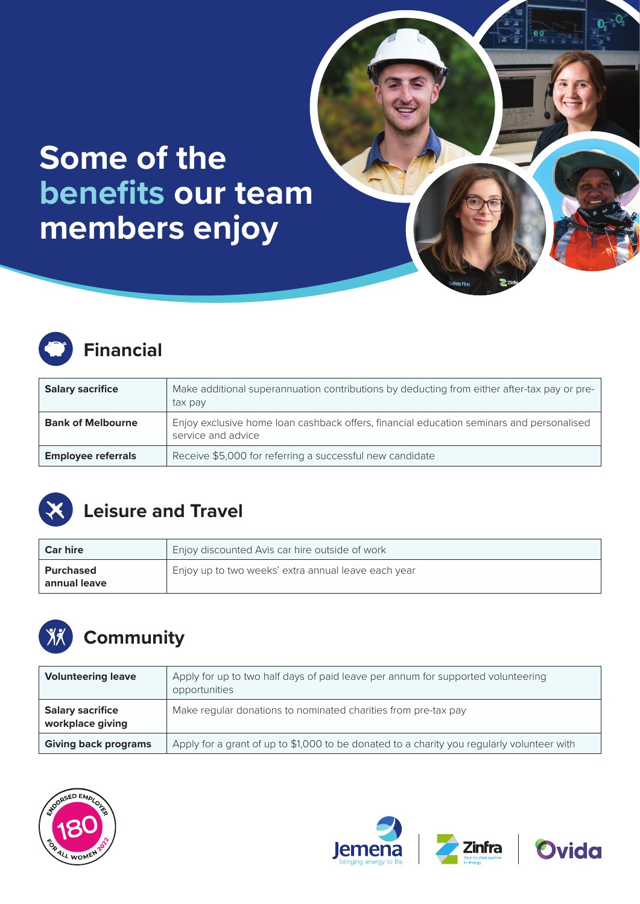# Some of the benefits our team members enjoy

## Financial

| | |
|---|---|
| **Salary sacrifice** | Make additional superannuation contributions by deducting from either after-tax pay or pre-tax pay |
| **Bank of Melbourne** | Enjoy exclusive home loan cashback offers, financial education seminars and personalised service and advice |
| **Employee referrals** | Receive $5,000 for referring a successful new candidate |

## Leisure and Travel

| | |
|---|---|
| **Car hire** | Enjoy discounted Avis car hire outside of work |
| **Purchased annual leave** | Enjoy up to two weeks' extra annual leave each year |

## Community

| | |
|---|---|
| **Volunteering leave** | Apply for up to two half days of paid leave per annum for supported volunteering opportunities |
| **Salary sacrifice workplace giving** | Make regular donations to nominated charities from pre-tax pay |
| **Giving back programs** | Apply for a grant of up to $1,000 to be donated to a charity you regularly volunteer with |

Endorsed Employer 180 For All Women 2022

Jemena bringing energy to life | Zinfra Your trusted partner in energy | Ovida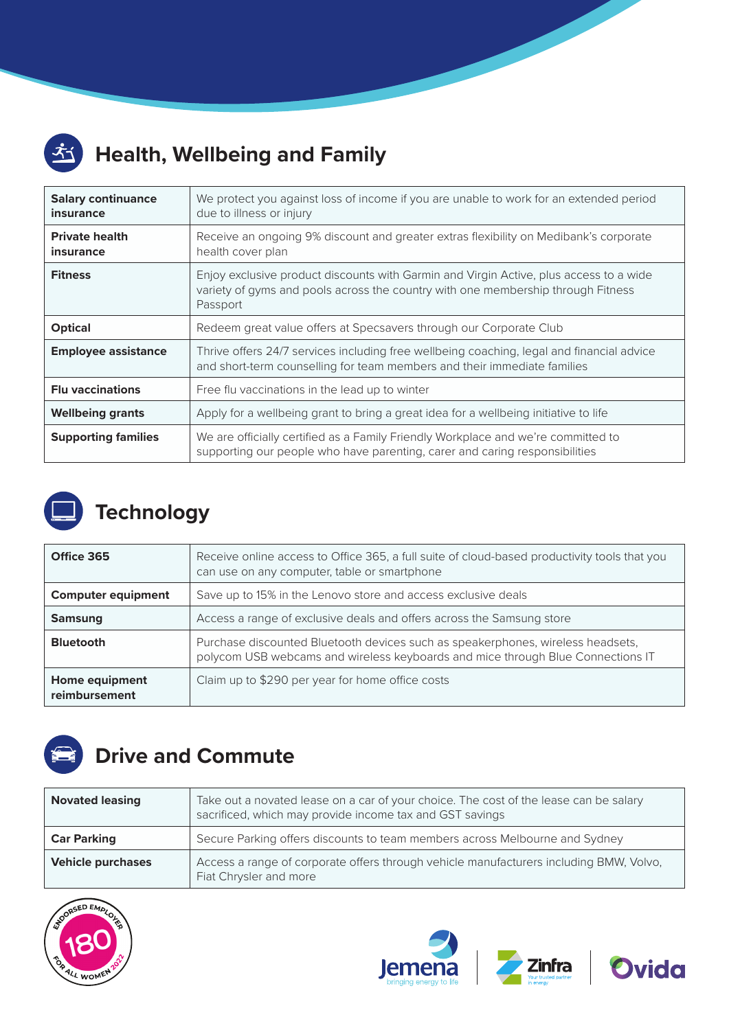## Health, Wellbeing and Family

| | |
|---|---|
| **Salary continuance insurance** | We protect you against loss of income if you are unable to work for an extended period due to illness or injury |
| **Private health insurance** | Receive an ongoing 9% discount and greater extras flexibility on Medibank's corporate health cover plan |
| **Fitness** | Enjoy exclusive product discounts with Garmin and Virgin Active, plus access to a wide variety of gyms and pools across the country with one membership through Fitness Passport |
| **Optical** | Redeem great value offers at Specsavers through our Corporate Club |
| **Employee assistance** | Thrive offers 24/7 services including free wellbeing coaching, legal and financial advice and short-term counselling for team members and their immediate families |
| **Flu vaccinations** | Free flu vaccinations in the lead up to winter |
| **Wellbeing grants** | Apply for a wellbeing grant to bring a great idea for a wellbeing initiative to life |
| **Supporting families** | We are officially certified as a Family Friendly Workplace and we're committed to supporting our people who have parenting, carer and caring responsibilities |

## Technology

| | |
|---|---|
| **Office 365** | Receive online access to Office 365, a full suite of cloud-based productivity tools that you can use on any computer, table or smartphone |
| **Computer equipment** | Save up to 15% in the Lenovo store and access exclusive deals |
| **Samsung** | Access a range of exclusive deals and offers across the Samsung store |
| **Bluetooth** | Purchase discounted Bluetooth devices such as speakerphones, wireless headsets, polycom USB webcams and wireless keyboards and mice through Blue Connections IT |
| **Home equipment reimbursement** | Claim up to $290 per year for home office costs |

## Drive and Commute

| | |
|---|---|
| **Novated leasing** | Take out a novated lease on a car of your choice. The cost of the lease can be salary sacrificed, which may provide income tax and GST savings |
| **Car Parking** | Secure Parking offers discounts to team members across Melbourne and Sydney |
| **Vehicle purchases** | Access a range of corporate offers through vehicle manufacturers including BMW, Volvo, Fiat Chrysler and more |

ENDORSED EMPLOYER 180 FOR ALL WOMEN 2022

Jemena bringing energy to life | Zinfra Your trusted partner in energy | Ovida